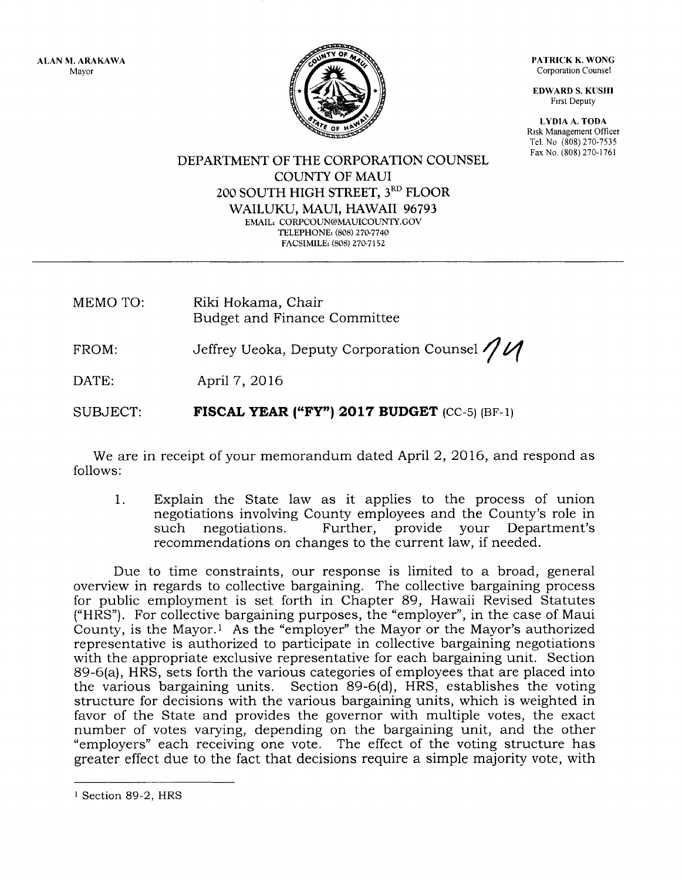ALAN M. ARAKAWA
Mayor

PATRICK K. WONG
Corporation Counsel

EDWARD S. KUSHI
First Deputy

LYDIA A. TODA
Risk Management Officer
Tel. No (808) 270-7535
Fax No. (808) 270-1761

DEPARTMENT OF THE CORPORATION COUNSEL
COUNTY OF MAUI
200 SOUTH HIGH STREET, 3[RD] FLOOR
WAILUKU, MAUI, HAWAII 96793
EMAIL: CORPCOUN@MAUICOUNTY.GOV
TELEPHONE: (808) 270-7740
FACSIMILE: (808) 270-7152

---

MEMO TO: Riki Hokama, Chair
Budget and Finance Committee

FROM: Jeffrey Ueoka, Deputy Corporation Counsel

DATE: April 7, 2016

SUBJECT: **FISCAL YEAR ("FY") 2017 BUDGET** (CC-5) (BF-1)

We are in receipt of your memorandum dated April 2, 2016, and respond as follows:

1. Explain the State law as it applies to the process of union negotiations involving County employees and the County's role in such negotiations. Further, provide your Department's recommendations on changes to the current law, if needed.

Due to time constraints, our response is limited to a broad, general overview in regards to collective bargaining. The collective bargaining process for public employment is set forth in Chapter 89, Hawaii Revised Statutes ("HRS"). For collective bargaining purposes, the "employer", in the case of Maui County, is the Mayor.[1] As the "employer" the Mayor or the Mayor's authorized representative is authorized to participate in collective bargaining negotiations with the appropriate exclusive representative for each bargaining unit. Section 89-6(a), HRS, sets forth the various categories of employees that are placed into the various bargaining units. Section 89-6(d), HRS, establishes the voting structure for decisions with the various bargaining units, which is weighted in favor of the State and provides the governor with multiple votes, the exact number of votes varying, depending on the bargaining unit, and the other "employers" each receiving one vote. The effect of the voting structure has greater effect due to the fact that decisions require a simple majority vote, with

---

[1] Section 89-2, HRS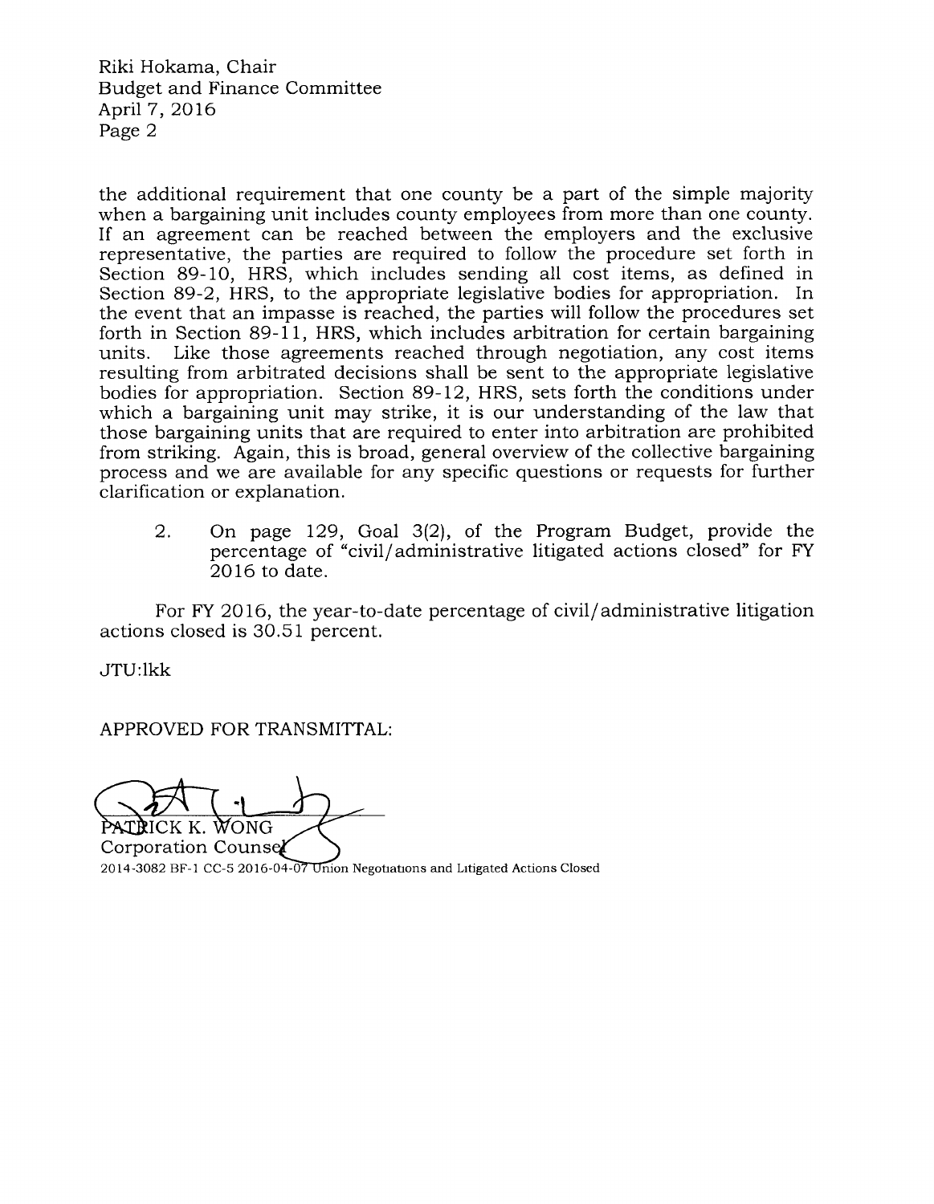the additional requirement that one county be a part of the simple majority when a bargaining unit includes county employees from more than one county. If an agreement can be reached between the employers and the exclusive representative, the parties are required to follow the procedure set forth in Section 89-10, HRS, which includes sending all cost items, as defined in Section 89-2, HRS, to the appropriate legislative bodies for appropriation. In the event that an impasse is reached, the parties will follow the procedures set forth in Section 89-11, HRS, which includes arbitration for certain bargaining units. Like those agreements reached through negotiation, any cost items resulting from arbitrated decisions shall be sent to the appropriate legislative bodies for appropriation. Section 89-12, HRS, sets forth the conditions under which a bargaining unit may strike, it is our understanding of the law that those bargaining units that are required to enter into arbitration are prohibited from striking. Again, this is broad, general overview of the collective bargaining process and we are available for any specific questions or requests for further clarification or explanation.

2. On page 129, Goal 3(2), of the Program Budget, provide the percentage of "civil/administrative litigated actions closed" for FY 2016 to date.

For FY 2016, the year-to-date percentage of civil/administrative litigation actions closed is 30.51 percent.

JTU:lkk

APPROVED FOR TRANSMITTAL:

PATRICK K. WONG
Corporation Counsel

2014-3082 BF-1 CC-5 2016-04-07 Union Negotiations and Litigated Actions Closed